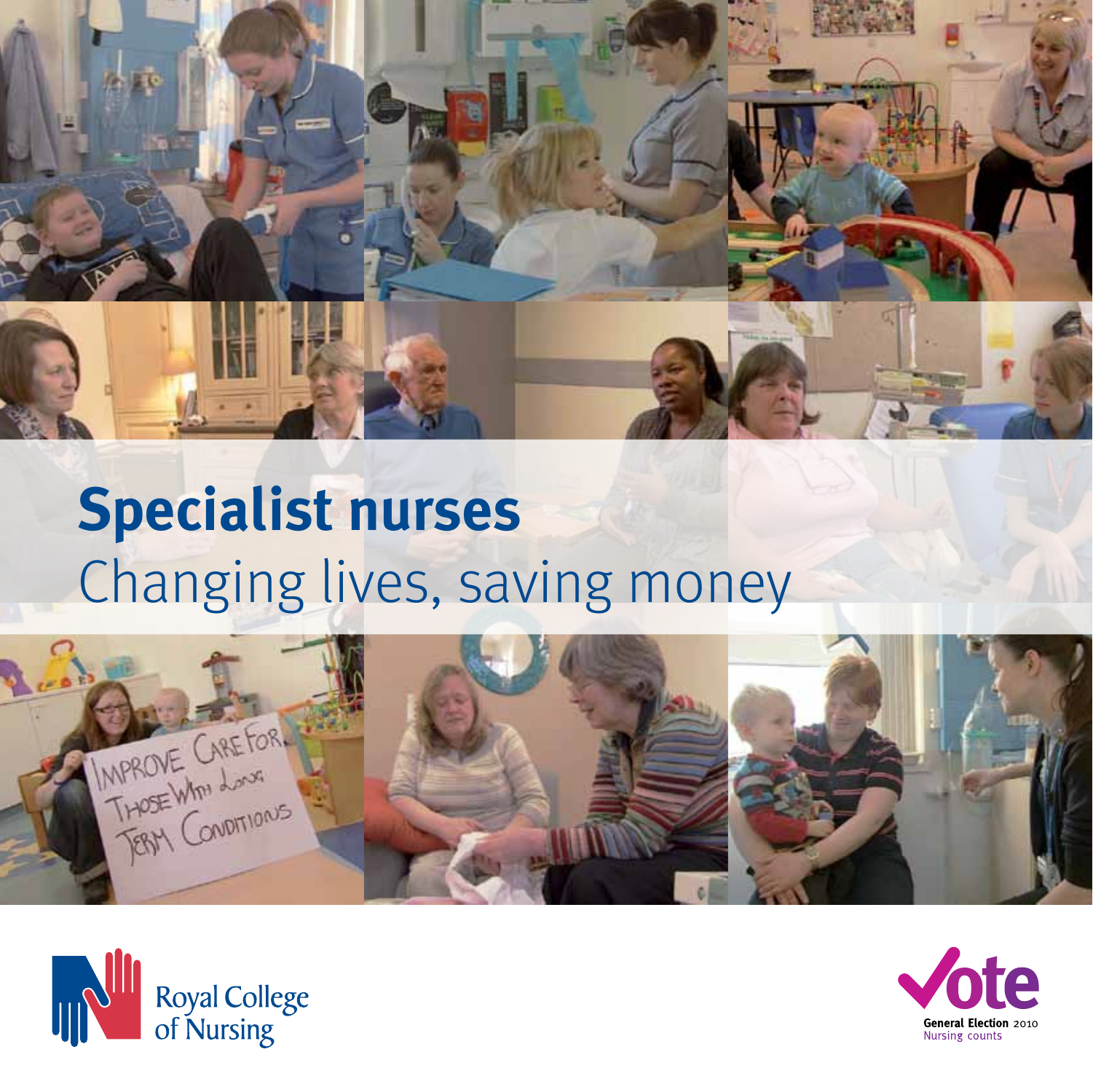# Specialist nurses

Changing lives, saving money

Royal College of Nursing

Vote

General Election 2010

Nursing counts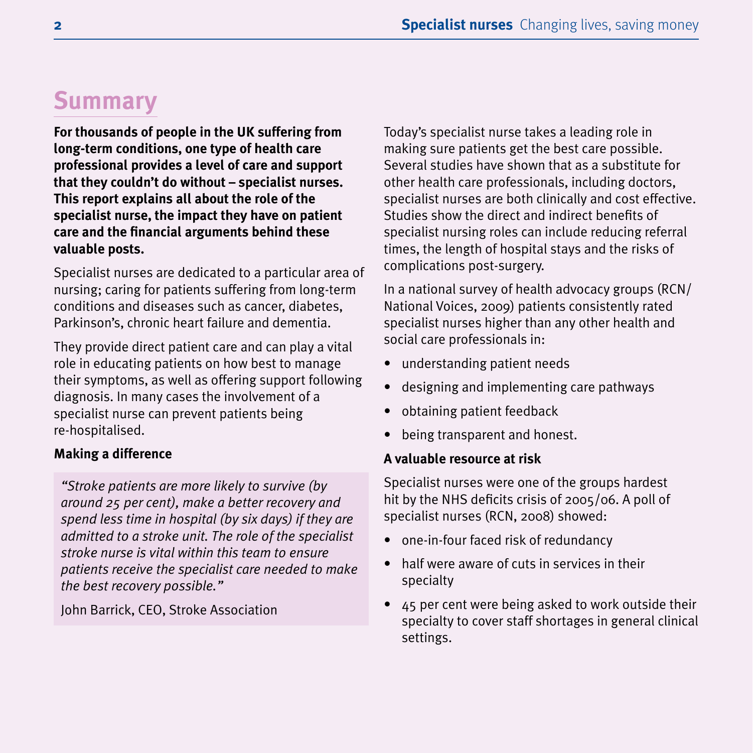# Summary

**For thousands of people in the UK suffering from long-term conditions, one type of health care professional provides a level of care and support that they couldn't do without – specialist nurses. This report explains all about the role of the specialist nurse, the impact they have on patient care and the financial arguments behind these valuable posts.**

Specialist nurses are dedicated to a particular area of nursing; caring for patients suffering from long-term conditions and diseases such as cancer, diabetes, Parkinson's, chronic heart failure and dementia.

They provide direct patient care and can play a vital role in educating patients on how best to manage their symptoms, as well as offering support following diagnosis. In many cases the involvement of a specialist nurse can prevent patients being re-hospitalised.

### Making a difference

> *"Stroke patients are more likely to survive (by around 25 per cent), make a better recovery and spend less time in hospital (by six days) if they are admitted to a stroke unit. The role of the specialist stroke nurse is vital within this team to ensure patients receive the specialist care needed to make the best recovery possible."*
>
> John Barrick, CEO, Stroke Association

Today's specialist nurse takes a leading role in making sure patients get the best care possible. Several studies have shown that as a substitute for other health care professionals, including doctors, specialist nurses are both clinically and cost effective. Studies show the direct and indirect benefits of specialist nursing roles can include reducing referral times, the length of hospital stays and the risks of complications post-surgery.

In a national survey of health advocacy groups (RCN/ National Voices, 2009) patients consistently rated specialist nurses higher than any other health and social care professionals in:

- understanding patient needs
- designing and implementing care pathways
- obtaining patient feedback
- being transparent and honest.

### A valuable resource at risk

Specialist nurses were one of the groups hardest hit by the NHS deficits crisis of 2005/06. A poll of specialist nurses (RCN, 2008) showed:

- one-in-four faced risk of redundancy
- half were aware of cuts in services in their specialty
- 45 per cent were being asked to work outside their specialty to cover staff shortages in general clinical settings.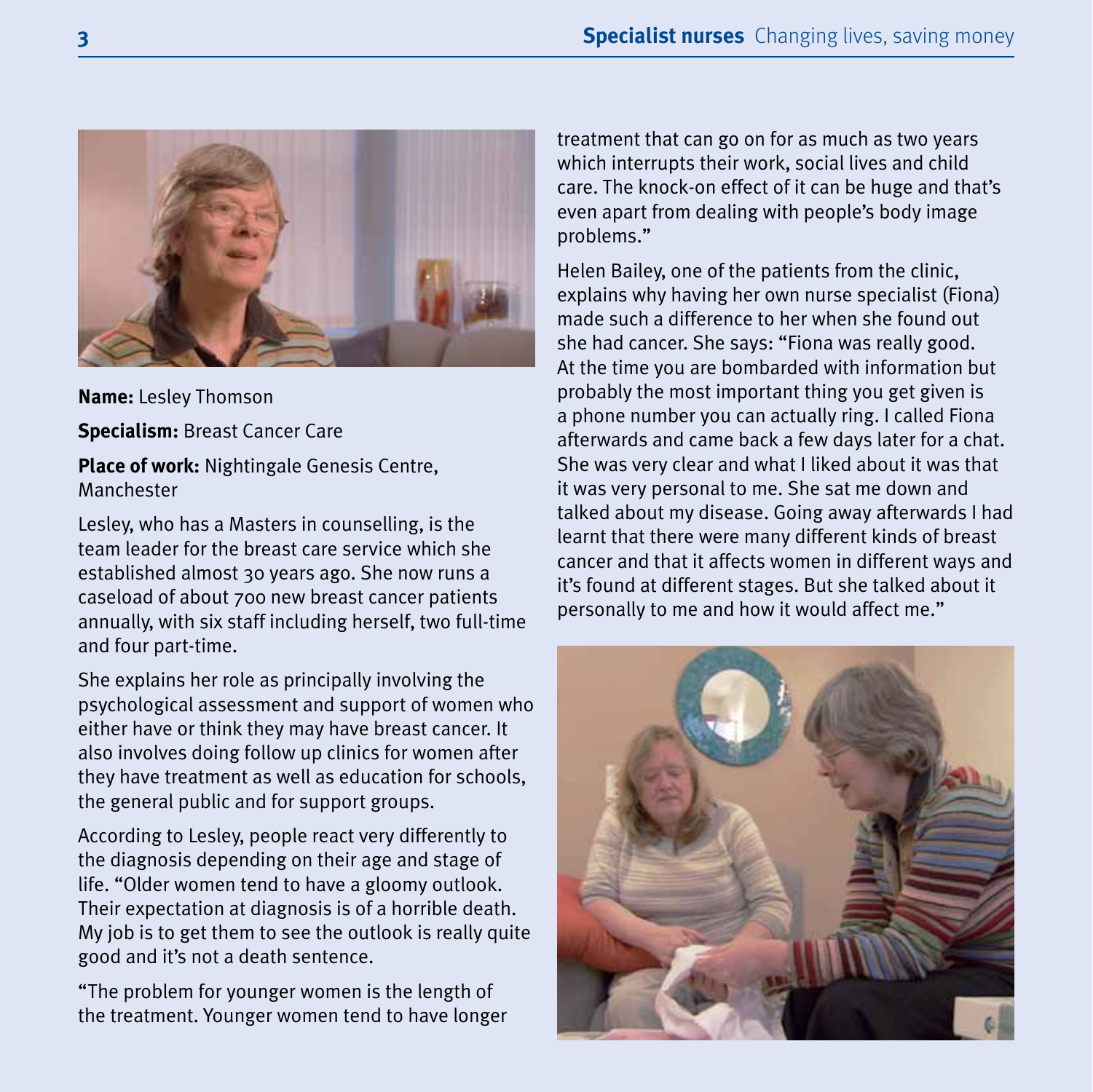**Name:** Lesley Thomson

**Specialism:** Breast Cancer Care

**Place of work:** Nightingale Genesis Centre, Manchester

Lesley, who has a Masters in counselling, is the team leader for the breast care service which she established almost 30 years ago. She now runs a caseload of about 700 new breast cancer patients annually, with six staff including herself, two full-time and four part-time.

She explains her role as principally involving the psychological assessment and support of women who either have or think they may have breast cancer. It also involves doing follow up clinics for women after they have treatment as well as education for schools, the general public and for support groups.

According to Lesley, people react very differently to the diagnosis depending on their age and stage of life. "Older women tend to have a gloomy outlook. Their expectation at diagnosis is of a horrible death. My job is to get them to see the outlook is really quite good and it's not a death sentence.

"The problem for younger women is the length of the treatment. Younger women tend to have longer treatment that can go on for as much as two years which interrupts their work, social lives and child care. The knock-on effect of it can be huge and that's even apart from dealing with people's body image problems."

Helen Bailey, one of the patients from the clinic, explains why having her own nurse specialist (Fiona) made such a difference to her when she found out she had cancer. She says: "Fiona was really good. At the time you are bombarded with information but probably the most important thing you get given is a phone number you can actually ring. I called Fiona afterwards and came back a few days later for a chat. She was very clear and what I liked about it was that it was very personal to me. She sat me down and talked about my disease. Going away afterwards I had learnt that there were many different kinds of breast cancer and that it affects women in different ways and it's found at different stages. But she talked about it personally to me and how it would affect me."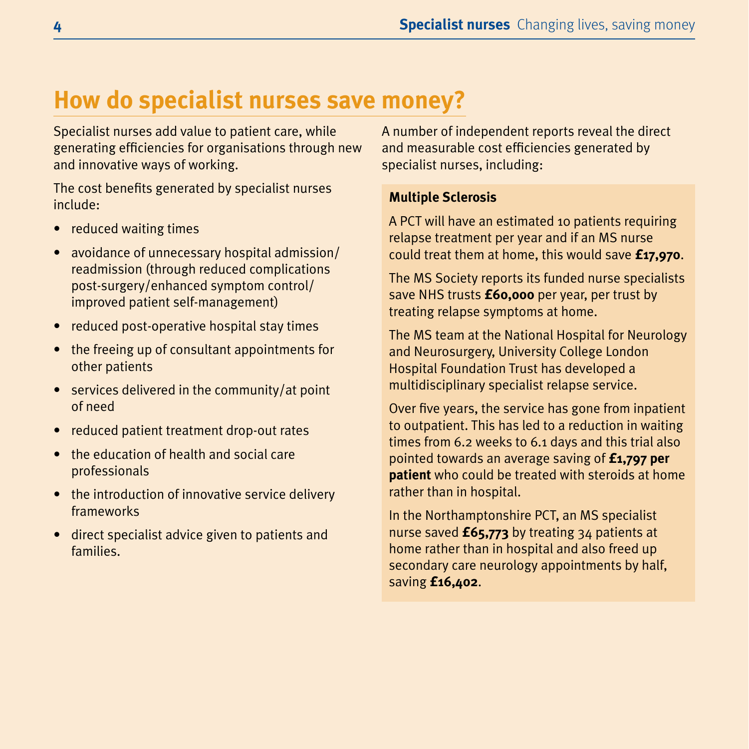# How do specialist nurses save money?

Specialist nurses add value to patient care, while generating efficiencies for organisations through new and innovative ways of working.

The cost benefits generated by specialist nurses include:

- reduced waiting times
- avoidance of unnecessary hospital admission/readmission (through reduced complications post-surgery/enhanced symptom control/improved patient self-management)
- reduced post-operative hospital stay times
- the freeing up of consultant appointments for other patients
- services delivered in the community/at point of need
- reduced patient treatment drop-out rates
- the education of health and social care professionals
- the introduction of innovative service delivery frameworks
- direct specialist advice given to patients and families.

A number of independent reports reveal the direct and measurable cost efficiencies generated by specialist nurses, including:

**Multiple Sclerosis**

A PCT will have an estimated 10 patients requiring relapse treatment per year and if an MS nurse could treat them at home, this would save **£17,970**.

The MS Society reports its funded nurse specialists save NHS trusts **£60,000** per year, per trust by treating relapse symptoms at home.

The MS team at the National Hospital for Neurology and Neurosurgery, University College London Hospital Foundation Trust has developed a multidisciplinary specialist relapse service.

Over five years, the service has gone from inpatient to outpatient. This has led to a reduction in waiting times from 6.2 weeks to 6.1 days and this trial also pointed towards an average saving of **£1,797 per patient** who could be treated with steroids at home rather than in hospital.

In the Northamptonshire PCT, an MS specialist nurse saved **£65,773** by treating 34 patients at home rather than in hospital and also freed up secondary care neurology appointments by half, saving **£16,402**.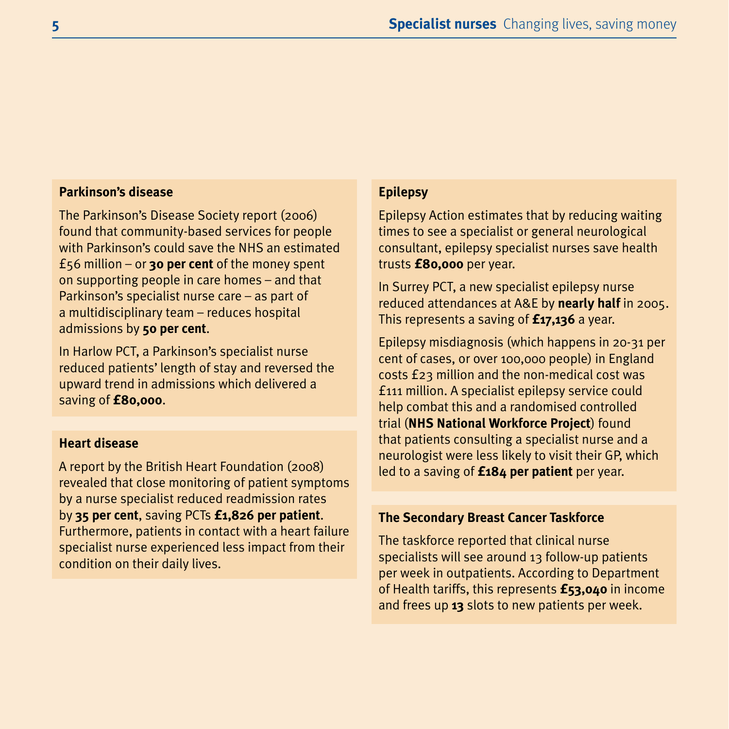### Parkinson's disease

The Parkinson's Disease Society report (2006) found that community-based services for people with Parkinson's could save the NHS an estimated £56 million – or **30 per cent** of the money spent on supporting people in care homes – and that Parkinson's specialist nurse care – as part of a multidisciplinary team – reduces hospital admissions by **50 per cent**.

In Harlow PCT, a Parkinson's specialist nurse reduced patients' length of stay and reversed the upward trend in admissions which delivered a saving of **£80,000**.

### Heart disease

A report by the British Heart Foundation (2008) revealed that close monitoring of patient symptoms by a nurse specialist reduced readmission rates by **35 per cent**, saving PCTs **£1,826 per patient**. Furthermore, patients in contact with a heart failure specialist nurse experienced less impact from their condition on their daily lives.

### Epilepsy

Epilepsy Action estimates that by reducing waiting times to see a specialist or general neurological consultant, epilepsy specialist nurses save health trusts **£80,000** per year.

In Surrey PCT, a new specialist epilepsy nurse reduced attendances at A&E by **nearly half** in 2005. This represents a saving of **£17,136** a year.

Epilepsy misdiagnosis (which happens in 20-31 per cent of cases, or over 100,000 people) in England costs £23 million and the non-medical cost was £111 million. A specialist epilepsy service could help combat this and a randomised controlled trial (**NHS National Workforce Project**) found that patients consulting a specialist nurse and a neurologist were less likely to visit their GP, which led to a saving of **£184 per patient** per year.

### The Secondary Breast Cancer Taskforce

The taskforce reported that clinical nurse specialists will see around 13 follow-up patients per week in outpatients. According to Department of Health tariffs, this represents **£53,040** in income and frees up **13** slots to new patients per week.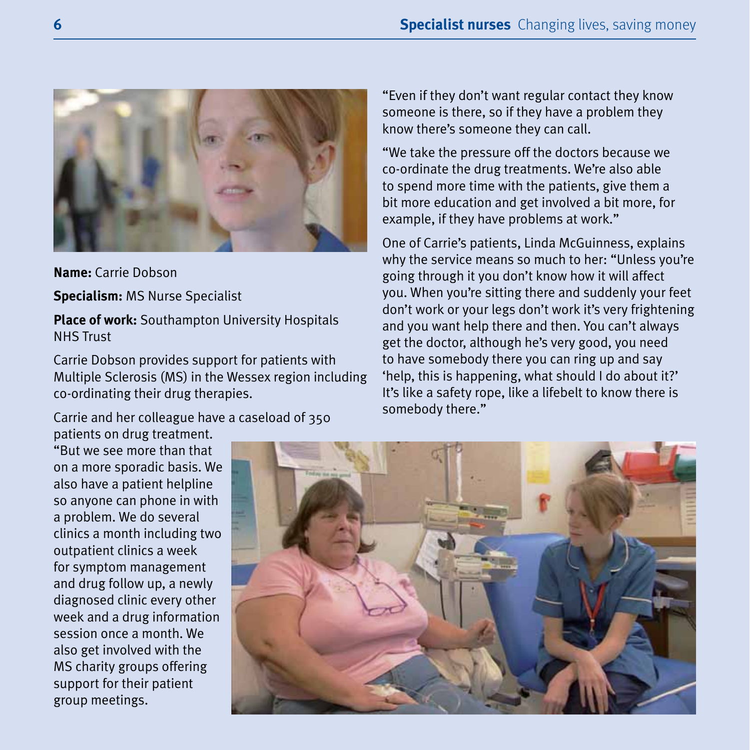**Name:** Carrie Dobson

**Specialism:** MS Nurse Specialist

**Place of work:** Southampton University Hospitals NHS Trust

Carrie Dobson provides support for patients with Multiple Sclerosis (MS) in the Wessex region including co-ordinating their drug therapies.

Carrie and her colleague have a caseload of 350 patients on drug treatment. "But we see more than that on a more sporadic basis. We also have a patient helpline so anyone can phone in with a problem. We do several clinics a month including two outpatient clinics a week for symptom management and drug follow up, a newly diagnosed clinic every other week and a drug information session once a month. We also get involved with the MS charity groups offering support for their patient group meetings.

"Even if they don't want regular contact they know someone is there, so if they have a problem they know there's someone they can call.

"We take the pressure off the doctors because we co-ordinate the drug treatments. We're also able to spend more time with the patients, give them a bit more education and get involved a bit more, for example, if they have problems at work."

One of Carrie's patients, Linda McGuinness, explains why the service means so much to her: "Unless you're going through it you don't know how it will affect you. When you're sitting there and suddenly your feet don't work or your legs don't work it's very frightening and you want help there and then. You can't always get the doctor, although he's very good, you need to have somebody there you can ring up and say 'help, this is happening, what should I do about it?' It's like a safety rope, like a lifebelt to know there is somebody there."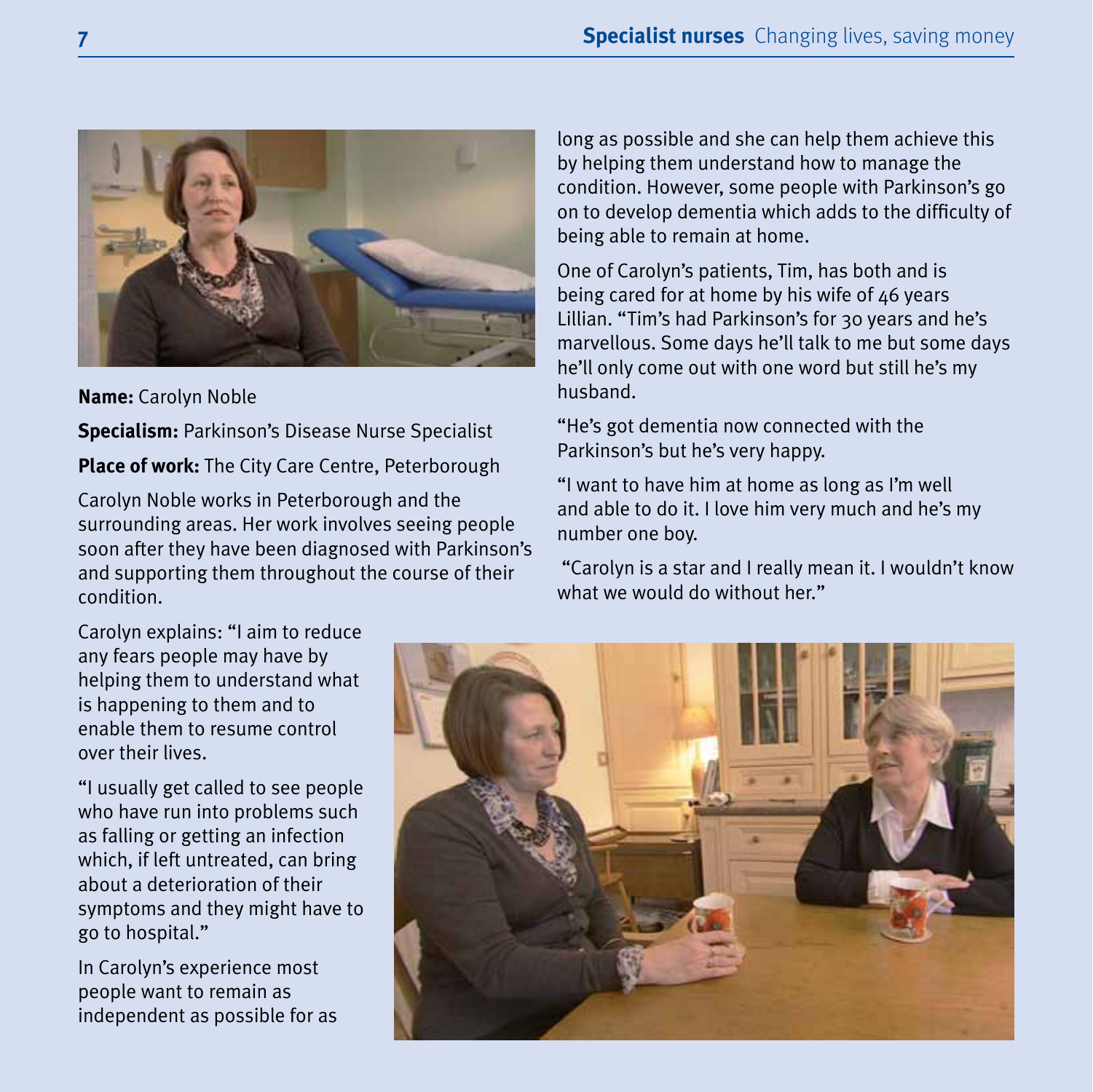**Name:** Carolyn Noble

**Specialism:** Parkinson's Disease Nurse Specialist

**Place of work:** The City Care Centre, Peterborough

Carolyn Noble works in Peterborough and the surrounding areas. Her work involves seeing people soon after they have been diagnosed with Parkinson's and supporting them throughout the course of their condition.

Carolyn explains: "I aim to reduce any fears people may have by helping them to understand what is happening to them and to enable them to resume control over their lives.

"I usually get called to see people who have run into problems such as falling or getting an infection which, if left untreated, can bring about a deterioration of their symptoms and they might have to go to hospital."

In Carolyn's experience most people want to remain as independent as possible for as long as possible and she can help them achieve this by helping them understand how to manage the condition. However, some people with Parkinson's go on to develop dementia which adds to the difficulty of being able to remain at home.

One of Carolyn's patients, Tim, has both and is being cared for at home by his wife of 46 years Lillian. "Tim's had Parkinson's for 30 years and he's marvellous. Some days he'll talk to me but some days he'll only come out with one word but still he's my husband.

"He's got dementia now connected with the Parkinson's but he's very happy.

"I want to have him at home as long as I'm well and able to do it. I love him very much and he's my number one boy.

"Carolyn is a star and I really mean it. I wouldn't know what we would do without her."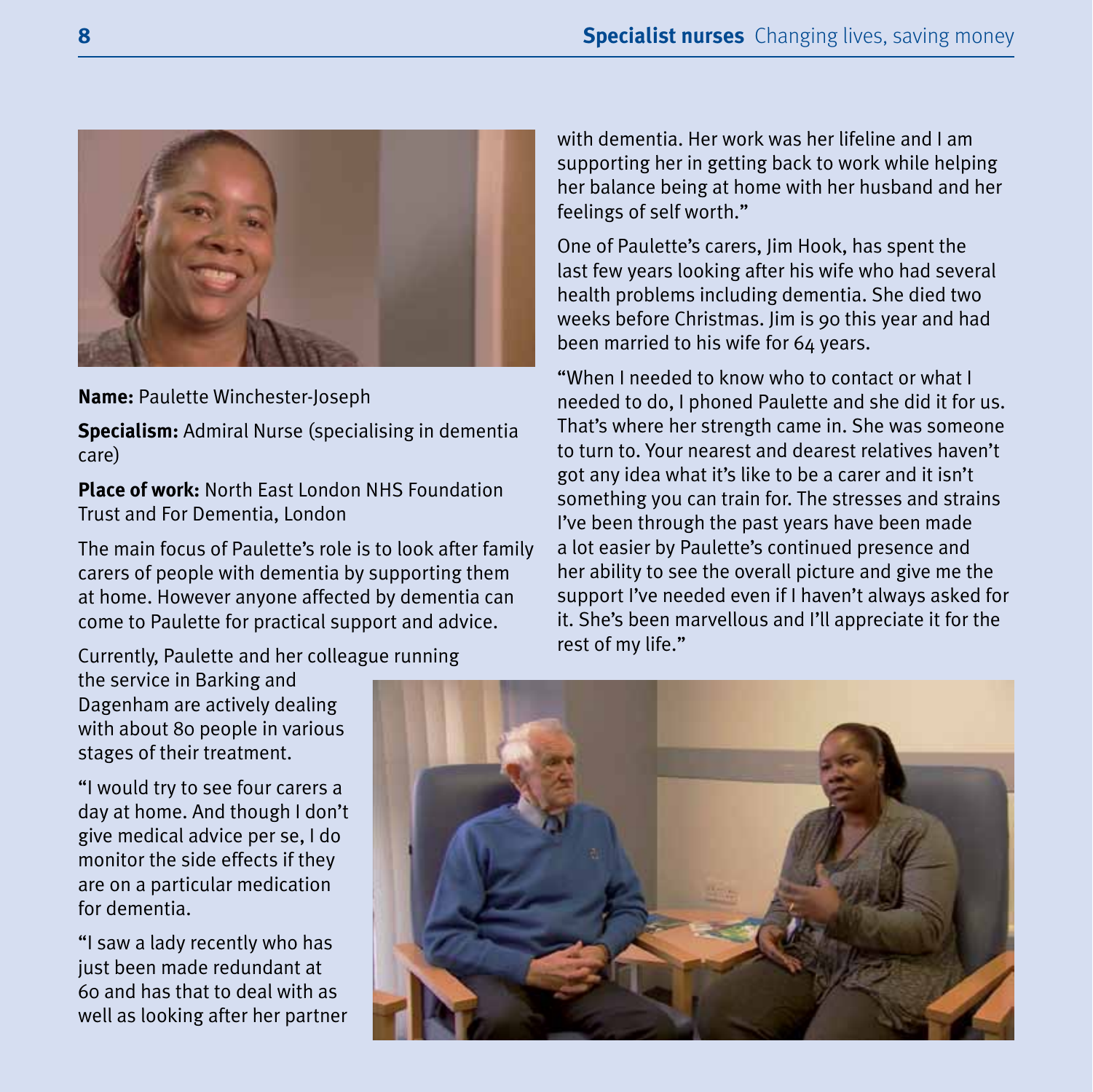**Name:** Paulette Winchester-Joseph

**Specialism:** Admiral Nurse (specialising in dementia care)

**Place of work:** North East London NHS Foundation Trust and For Dementia, London

The main focus of Paulette's role is to look after family carers of people with dementia by supporting them at home. However anyone affected by dementia can come to Paulette for practical support and advice.

Currently, Paulette and her colleague running the service in Barking and Dagenham are actively dealing with about 80 people in various stages of their treatment.

"I would try to see four carers a day at home. And though I don't give medical advice per se, I do monitor the side effects if they are on a particular medication for dementia.

"I saw a lady recently who has just been made redundant at 60 and has that to deal with as well as looking after her partner with dementia. Her work was her lifeline and I am supporting her in getting back to work while helping her balance being at home with her husband and her feelings of self worth."

One of Paulette's carers, Jim Hook, has spent the last few years looking after his wife who had several health problems including dementia. She died two weeks before Christmas. Jim is 90 this year and had been married to his wife for 64 years.

"When I needed to know who to contact or what I needed to do, I phoned Paulette and she did it for us. That's where her strength came in. She was someone to turn to. Your nearest and dearest relatives haven't got any idea what it's like to be a carer and it isn't something you can train for. The stresses and strains I've been through the past years have been made a lot easier by Paulette's continued presence and her ability to see the overall picture and give me the support I've needed even if I haven't always asked for it. She's been marvellous and I'll appreciate it for the rest of my life."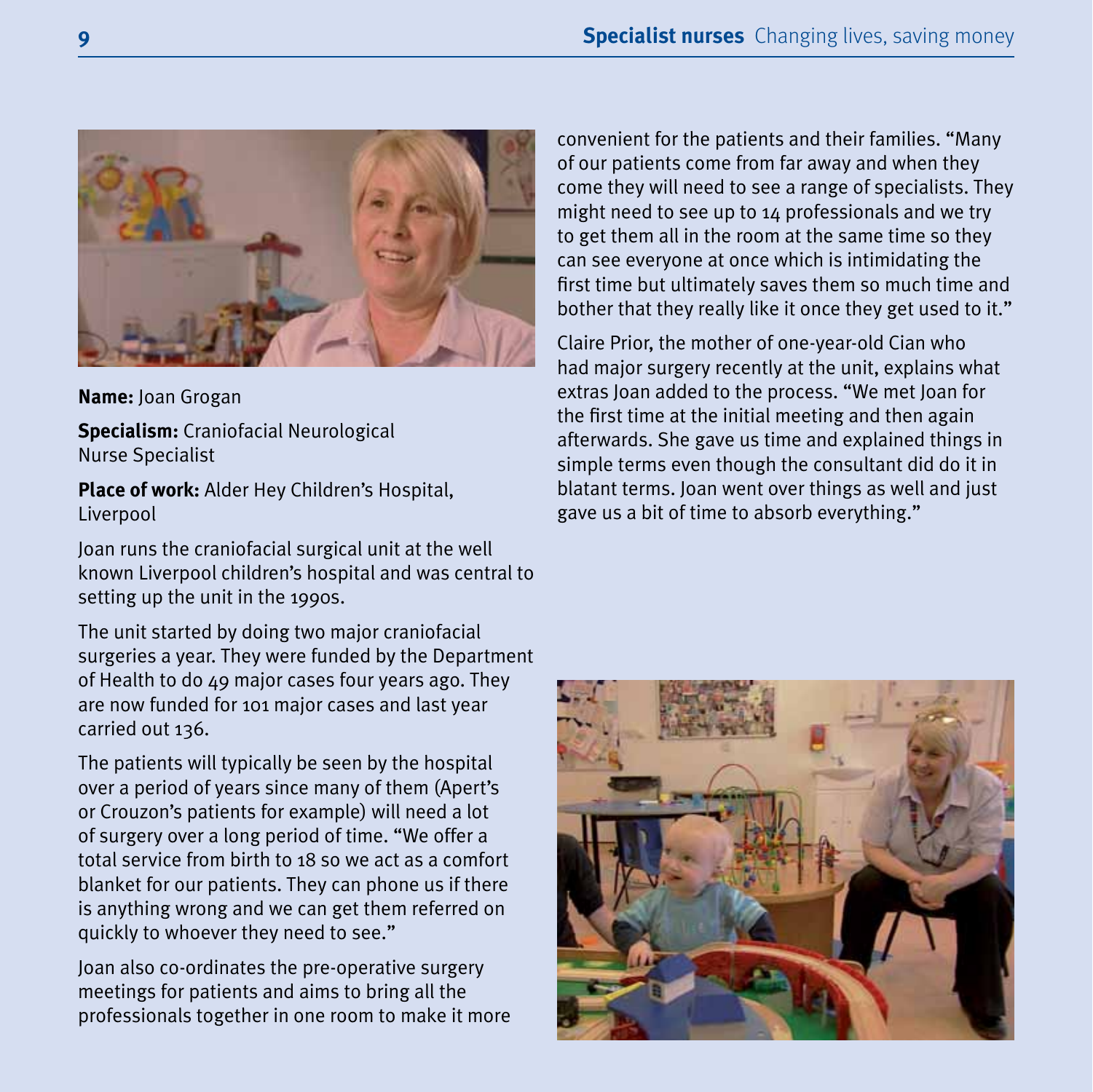**Name:** Joan Grogan

**Specialism:** Craniofacial Neurological Nurse Specialist

**Place of work:** Alder Hey Children's Hospital, Liverpool

Joan runs the craniofacial surgical unit at the well known Liverpool children's hospital and was central to setting up the unit in the 1990s.

The unit started by doing two major craniofacial surgeries a year. They were funded by the Department of Health to do 49 major cases four years ago. They are now funded for 101 major cases and last year carried out 136.

The patients will typically be seen by the hospital over a period of years since many of them (Apert's or Crouzon's patients for example) will need a lot of surgery over a long period of time. "We offer a total service from birth to 18 so we act as a comfort blanket for our patients. They can phone us if there is anything wrong and we can get them referred on quickly to whoever they need to see."

Joan also co-ordinates the pre-operative surgery meetings for patients and aims to bring all the professionals together in one room to make it more convenient for the patients and their families. "Many of our patients come from far away and when they come they will need to see a range of specialists. They might need to see up to 14 professionals and we try to get them all in the room at the same time so they can see everyone at once which is intimidating the first time but ultimately saves them so much time and bother that they really like it once they get used to it."

Claire Prior, the mother of one-year-old Cian who had major surgery recently at the unit, explains what extras Joan added to the process. "We met Joan for the first time at the initial meeting and then again afterwards. She gave us time and explained things in simple terms even though the consultant did do it in blatant terms. Joan went over things as well and just gave us a bit of time to absorb everything."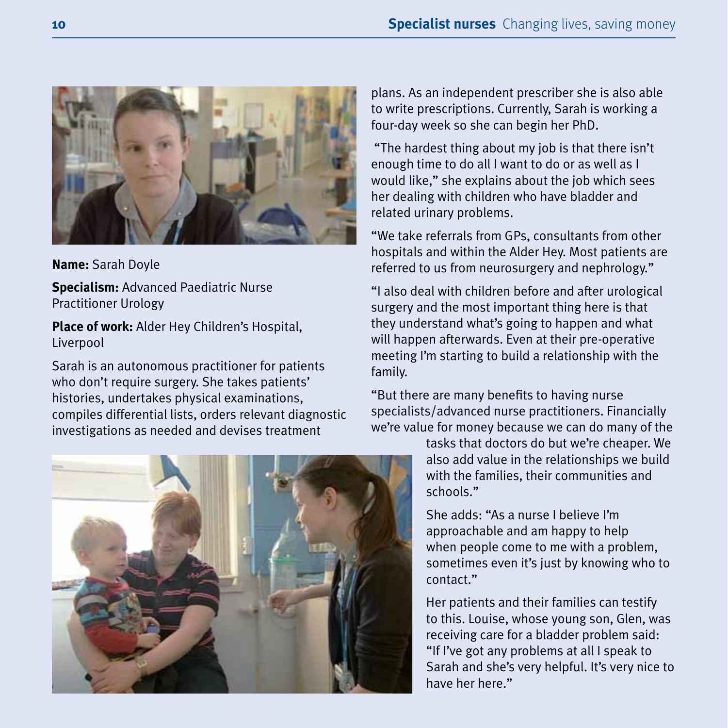**Name:** Sarah Doyle

**Specialism:** Advanced Paediatric Nurse Practitioner Urology

**Place of work:** Alder Hey Children's Hospital, Liverpool

Sarah is an autonomous practitioner for patients who don't require surgery. She takes patients' histories, undertakes physical examinations, compiles differential lists, orders relevant diagnostic investigations as needed and devises treatment plans. As an independent prescriber she is also able to write prescriptions. Currently, Sarah is working a four-day week so she can begin her PhD.

"The hardest thing about my job is that there isn't enough time to do all I want to do or as well as I would like," she explains about the job which sees her dealing with children who have bladder and related urinary problems.

"We take referrals from GPs, consultants from other hospitals and within the Alder Hey. Most patients are referred to us from neurosurgery and nephrology."

"I also deal with children before and after urological surgery and the most important thing here is that they understand what's going to happen and what will happen afterwards. Even at their pre-operative meeting I'm starting to build a relationship with the family.

"But there are many benefits to having nurse specialists/advanced nurse practitioners. Financially we're value for money because we can do many of the tasks that doctors do but we're cheaper. We also add value in the relationships we build with the families, their communities and schools."

She adds: "As a nurse I believe I'm approachable and am happy to help when people come to me with a problem, sometimes even it's just by knowing who to contact."

Her patients and their families can testify to this. Louise, whose young son, Glen, was receiving care for a bladder problem said: "If I've got any problems at all I speak to Sarah and she's very helpful. It's very nice to have her here."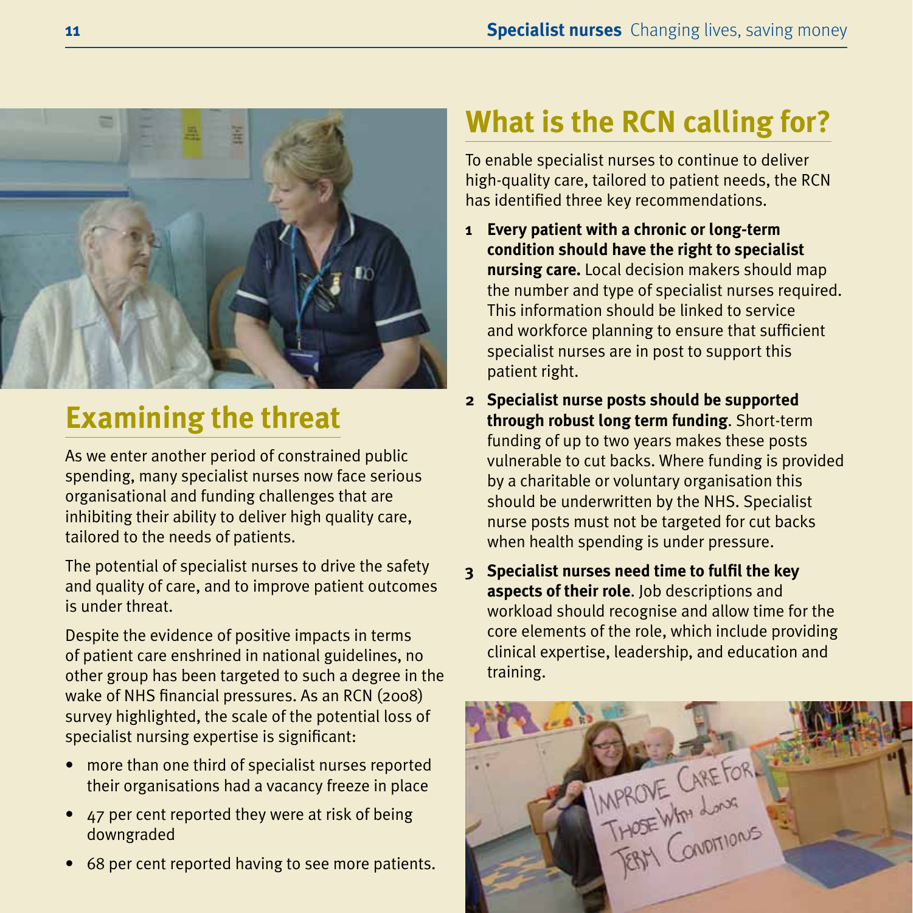## Examining the threat

As we enter another period of constrained public spending, many specialist nurses now face serious organisational and funding challenges that are inhibiting their ability to deliver high quality care, tailored to the needs of patients.

The potential of specialist nurses to drive the safety and quality of care, and to improve patient outcomes is under threat.

Despite the evidence of positive impacts in terms of patient care enshrined in national guidelines, no other group has been targeted to such a degree in the wake of NHS financial pressures. As an RCN (2008) survey highlighted, the scale of the potential loss of specialist nursing expertise is significant:

- more than one third of specialist nurses reported their organisations had a vacancy freeze in place
- 47 per cent reported they were at risk of being downgraded
- 68 per cent reported having to see more patients.

## What is the RCN calling for?

To enable specialist nurses to continue to deliver high-quality care, tailored to patient needs, the RCN has identified three key recommendations.

1. **Every patient with a chronic or long-term condition should have the right to specialist nursing care.** Local decision makers should map the number and type of specialist nurses required. This information should be linked to service and workforce planning to ensure that sufficient specialist nurses are in post to support this patient right.
2. **Specialist nurse posts should be supported through robust long term funding**. Short-term funding of up to two years makes these posts vulnerable to cut backs. Where funding is provided by a charitable or voluntary organisation this should be underwritten by the NHS. Specialist nurse posts must not be targeted for cut backs when health spending is under pressure.
3. **Specialist nurses need time to fulfil the key aspects of their role**. Job descriptions and workload should recognise and allow time for the core elements of the role, which include providing clinical expertise, leadership, and education and training.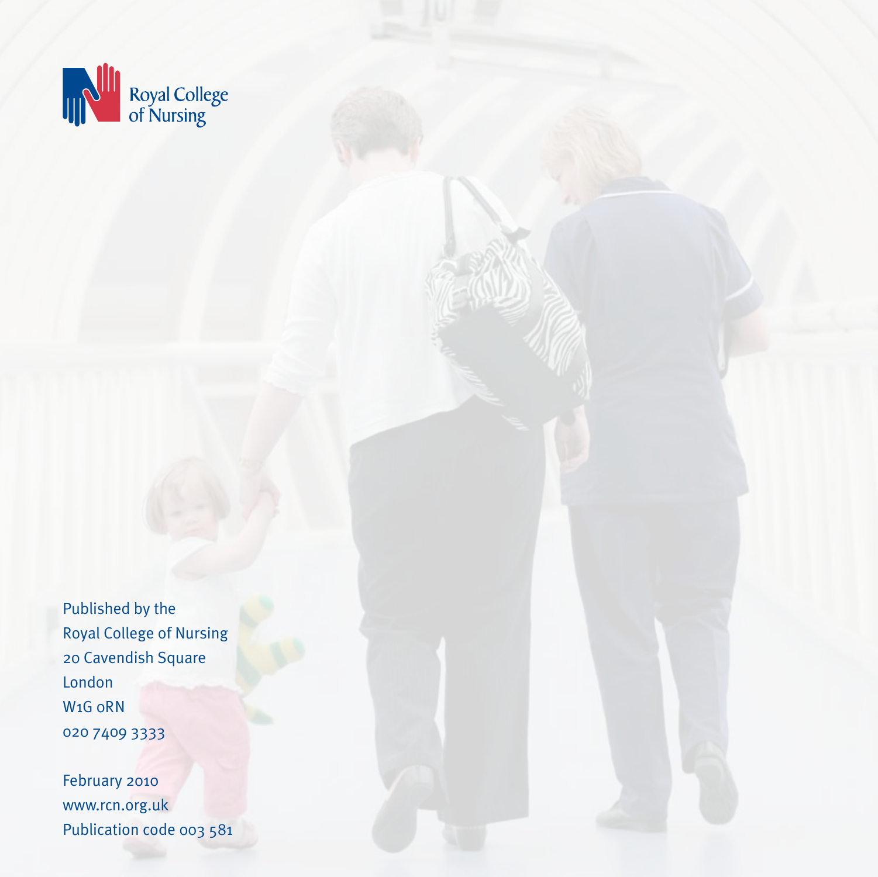Royal College of Nursing

Published by the
Royal College of Nursing
20 Cavendish Square
London
W1G 0RN
020 7409 3333

February 2010
www.rcn.org.uk
Publication code 003 581